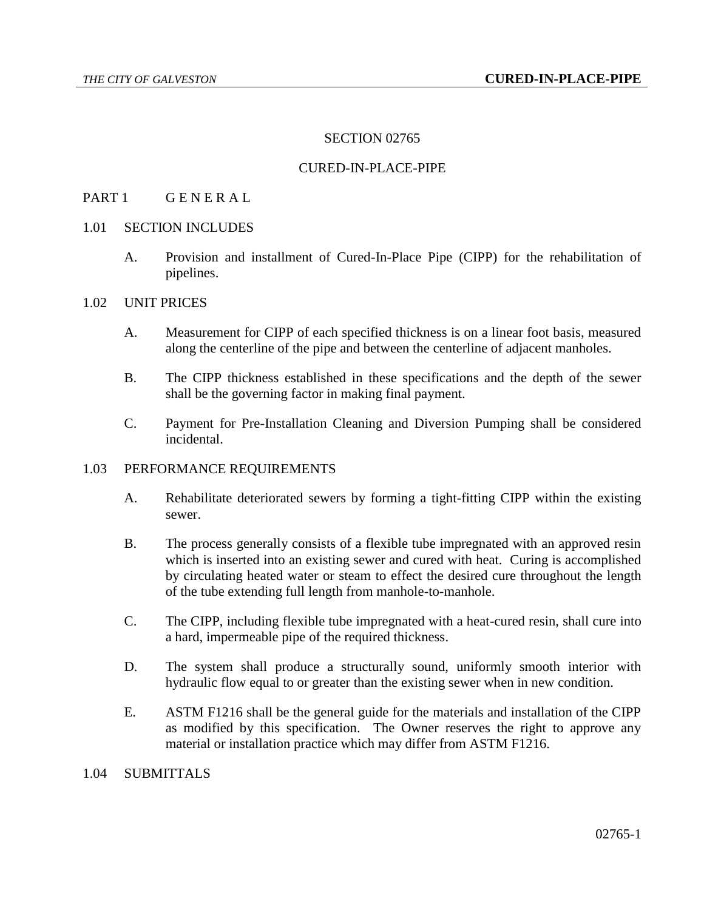# SECTION 02765

# CURED-IN-PLACE-PIPE

## PART 1 G E N E R A L

### 1.01 SECTION INCLUDES

A. Provision and installment of Cured-In-Place Pipe (CIPP) for the rehabilitation of pipelines.

### 1.02 UNIT PRICES

A. Measurement for CIPP of each specified thickness is on a linear foot basis, measured along the centerline of the pipe and between the centerline of adjacent manholes.

B. The CIPP thickness established in these specifications and the depth of the sewer shall be the governing factor in making final payment.

C. Payment for Pre-Installation Cleaning and Diversion Pumping shall be considered incidental.

### 1.03 PERFORMANCE REQUIREMENTS

A. Rehabilitate deteriorated sewers by forming a tight-fitting CIPP within the existing sewer.

B. The process generally consists of a flexible tube impregnated with an approved resin which is inserted into an existing sewer and cured with heat. Curing is accomplished by circulating heated water or steam to effect the desired cure throughout the length of the tube extending full length from manhole-to-manhole.

C. The CIPP, including flexible tube impregnated with a heat-cured resin, shall cure into a hard, impermeable pipe of the required thickness.

D. The system shall produce a structurally sound, uniformly smooth interior with hydraulic flow equal to or greater than the existing sewer when in new condition.

E. ASTM F1216 shall be the general guide for the materials and installation of the CIPP as modified by this specification. The Owner reserves the right to approve any material or installation practice which may differ from ASTM F1216.

### 1.04 SUBMITTALS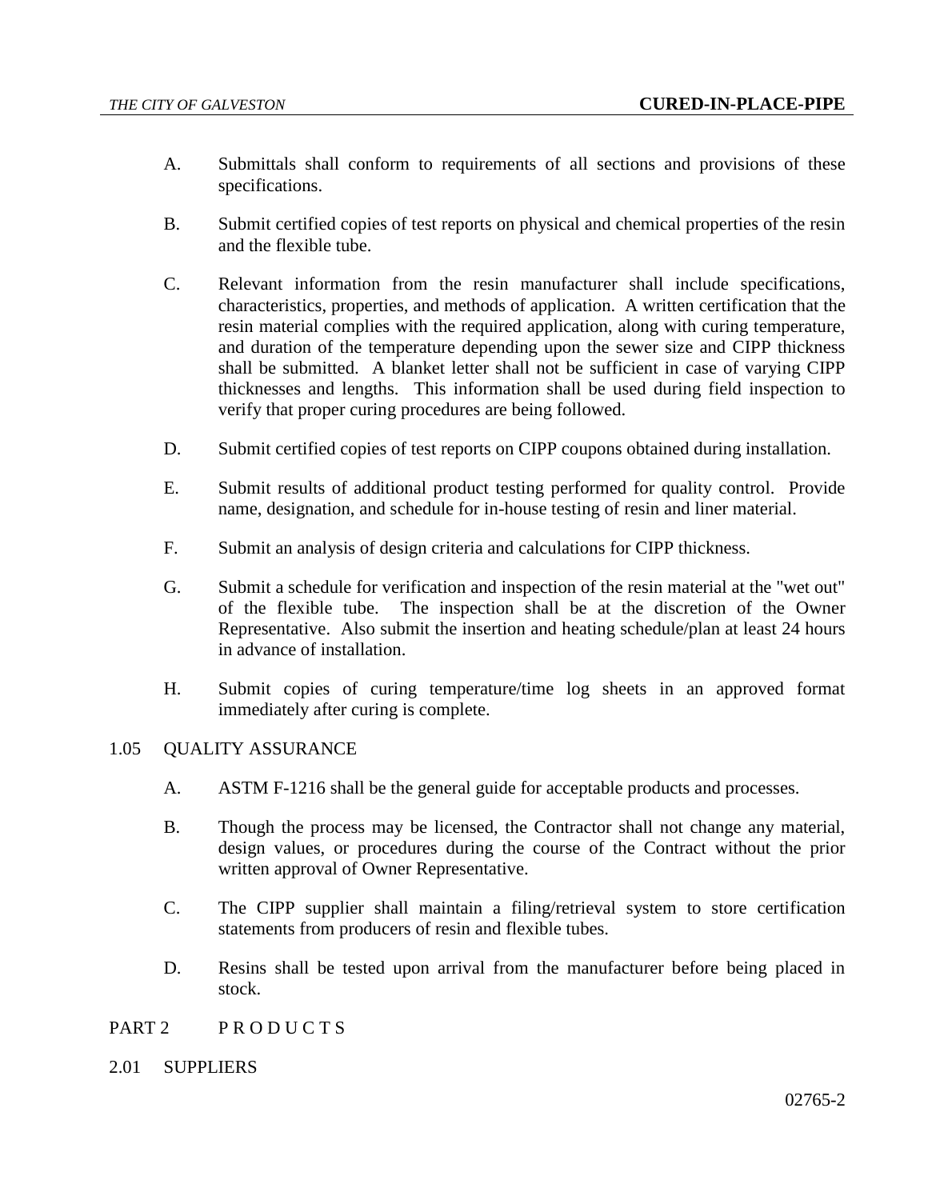A. Submittals shall conform to requirements of all sections and provisions of these specifications.

B. Submit certified copies of test reports on physical and chemical properties of the resin and the flexible tube.

C. Relevant information from the resin manufacturer shall include specifications, characteristics, properties, and methods of application. A written certification that the resin material complies with the required application, along with curing temperature, and duration of the temperature depending upon the sewer size and CIPP thickness shall be submitted. A blanket letter shall not be sufficient in case of varying CIPP thicknesses and lengths. This information shall be used during field inspection to verify that proper curing procedures are being followed.

D. Submit certified copies of test reports on CIPP coupons obtained during installation.

E. Submit results of additional product testing performed for quality control. Provide name, designation, and schedule for in-house testing of resin and liner material.

F. Submit an analysis of design criteria and calculations for CIPP thickness.

G. Submit a schedule for verification and inspection of the resin material at the "wet out" of the flexible tube. The inspection shall be at the discretion of the Owner Representative. Also submit the insertion and heating schedule/plan at least 24 hours in advance of installation.

H. Submit copies of curing temperature/time log sheets in an approved format immediately after curing is complete.

## 1.05 QUALITY ASSURANCE

A. ASTM F-1216 shall be the general guide for acceptable products and processes.

B. Though the process may be licensed, the Contractor shall not change any material, design values, or procedures during the course of the Contract without the prior written approval of Owner Representative.

C. The CIPP supplier shall maintain a filing/retrieval system to store certification statements from producers of resin and flexible tubes.

D. Resins shall be tested upon arrival from the manufacturer before being placed in stock.

# PART 2 P R O D U C T S

## 2.01 SUPPLIERS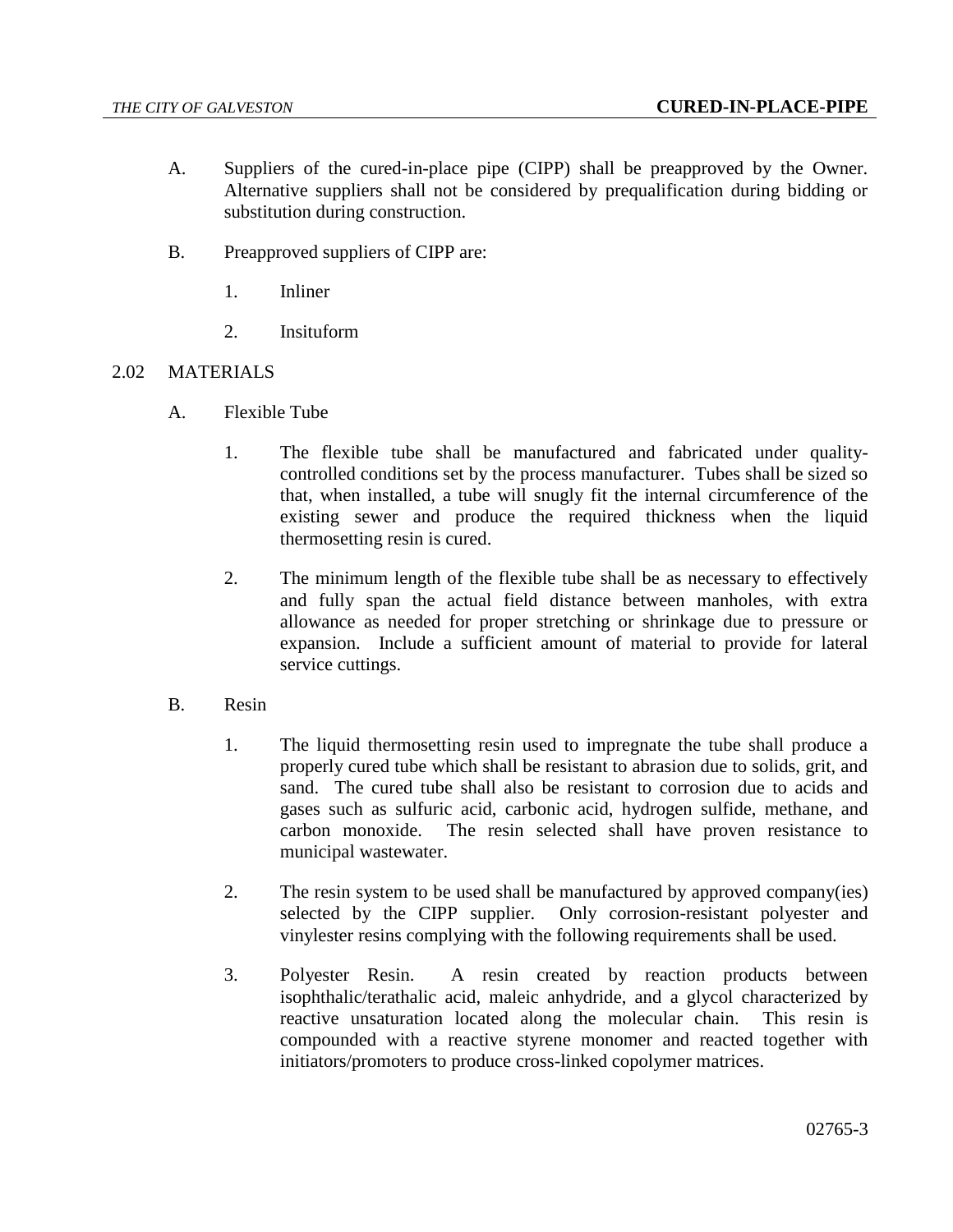A. Suppliers of the cured-in-place pipe (CIPP) shall be preapproved by the Owner. Alternative suppliers shall not be considered by prequalification during bidding or substitution during construction.

B. Preapproved suppliers of CIPP are:

1. Inliner

2. Insituform

## 2.02 MATERIALS

A. Flexible Tube

1. The flexible tube shall be manufactured and fabricated under quality-controlled conditions set by the process manufacturer. Tubes shall be sized so that, when installed, a tube will snugly fit the internal circumference of the existing sewer and produce the required thickness when the liquid thermosetting resin is cured.

2. The minimum length of the flexible tube shall be as necessary to effectively and fully span the actual field distance between manholes, with extra allowance as needed for proper stretching or shrinkage due to pressure or expansion. Include a sufficient amount of material to provide for lateral service cuttings.

B. Resin

1. The liquid thermosetting resin used to impregnate the tube shall produce a properly cured tube which shall be resistant to abrasion due to solids, grit, and sand. The cured tube shall also be resistant to corrosion due to acids and gases such as sulfuric acid, carbonic acid, hydrogen sulfide, methane, and carbon monoxide. The resin selected shall have proven resistance to municipal wastewater.

2. The resin system to be used shall be manufactured by approved company(ies) selected by the CIPP supplier. Only corrosion-resistant polyester and vinylester resins complying with the following requirements shall be used.

3. Polyester Resin. A resin created by reaction products between isophthalic/terathalic acid, maleic anhydride, and a glycol characterized by reactive unsaturation located along the molecular chain. This resin is compounded with a reactive styrene monomer and reacted together with initiators/promoters to produce cross-linked copolymer matrices.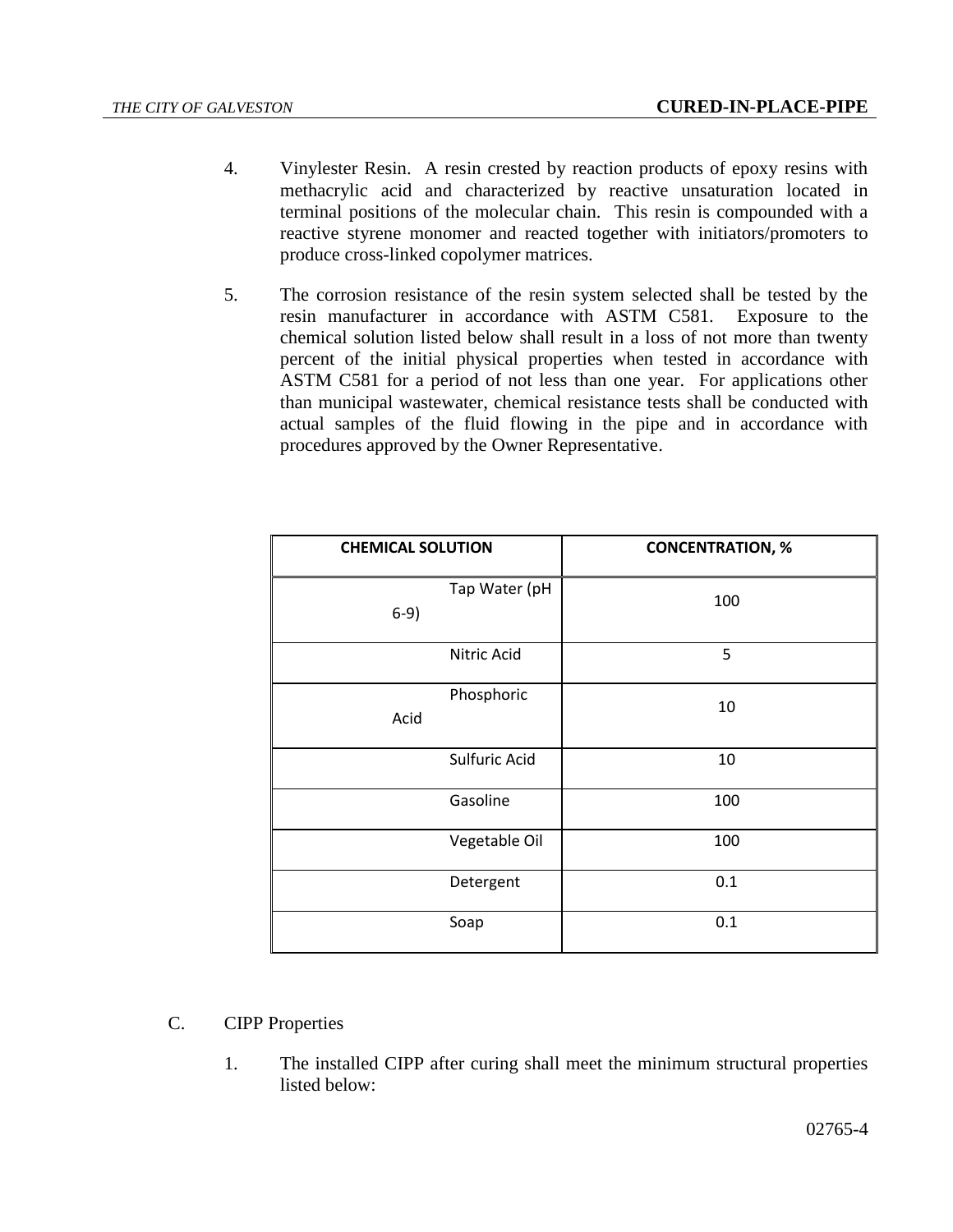4. Vinylester Resin. A resin crested by reaction products of epoxy resins with methacrylic acid and characterized by reactive unsaturation located in terminal positions of the molecular chain. This resin is compounded with a reactive styrene monomer and reacted together with initiators/promoters to produce cross-linked copolymer matrices.

5. The corrosion resistance of the resin system selected shall be tested by the resin manufacturer in accordance with ASTM C581. Exposure to the chemical solution listed below shall result in a loss of not more than twenty percent of the initial physical properties when tested in accordance with ASTM C581 for a period of not less than one year. For applications other than municipal wastewater, chemical resistance tests shall be conducted with actual samples of the fluid flowing in the pipe and in accordance with procedures approved by the Owner Representative.

| CHEMICAL SOLUTION | CONCENTRATION, % |
|---|---|
| Tap Water (pH 6-9) | 100 |
| Nitric Acid | 5 |
| Phosphoric Acid | 10 |
| Sulfuric Acid | 10 |
| Gasoline | 100 |
| Vegetable Oil | 100 |
| Detergent | 0.1 |
| Soap | 0.1 |

C. CIPP Properties

1. The installed CIPP after curing shall meet the minimum structural properties listed below: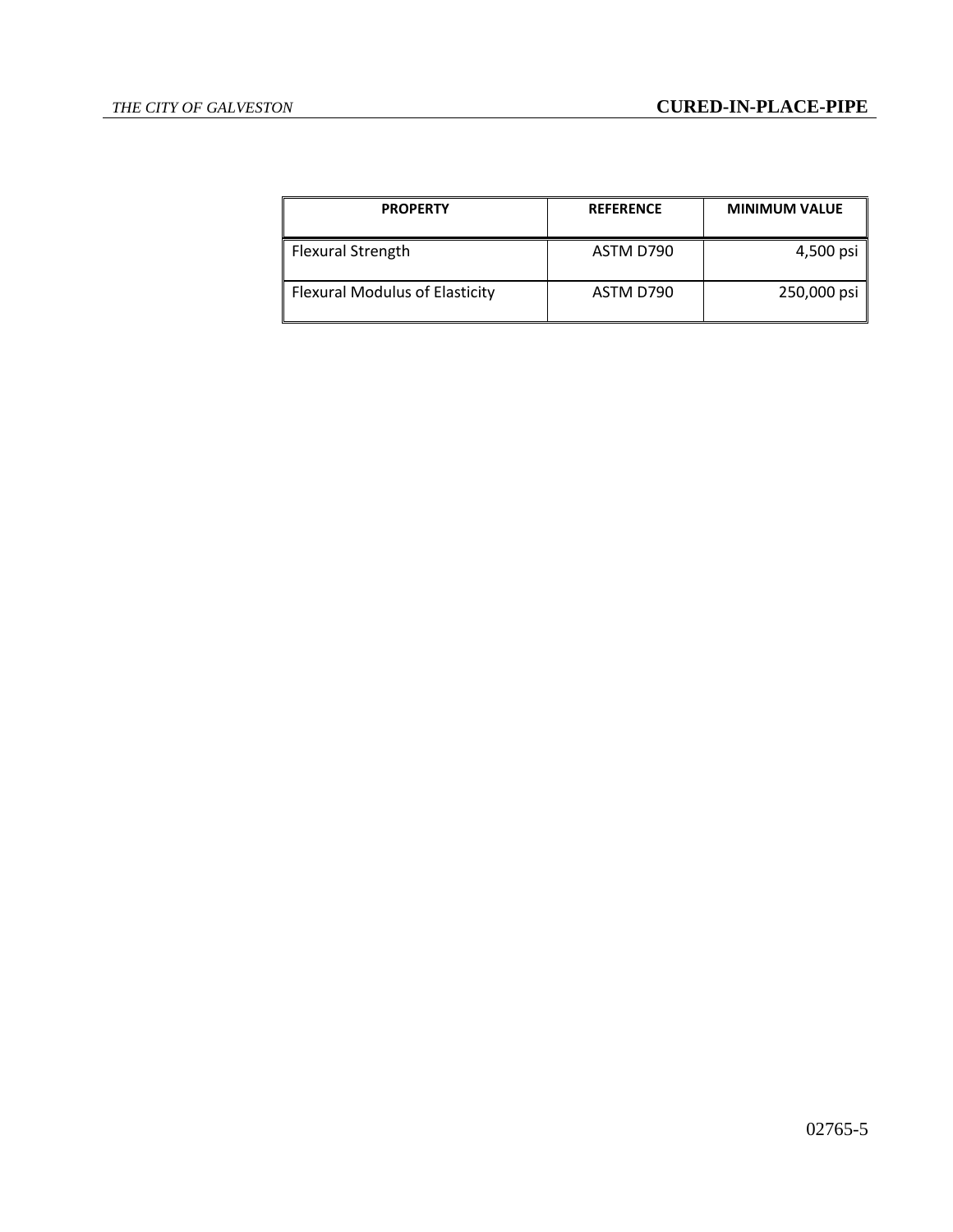| PROPERTY | REFERENCE | MINIMUM VALUE |
| --- | --- | --- |
| Flexural Strength | ASTM D790 | 4,500 psi |
| Flexural Modulus of Elasticity | ASTM D790 | 250,000 psi |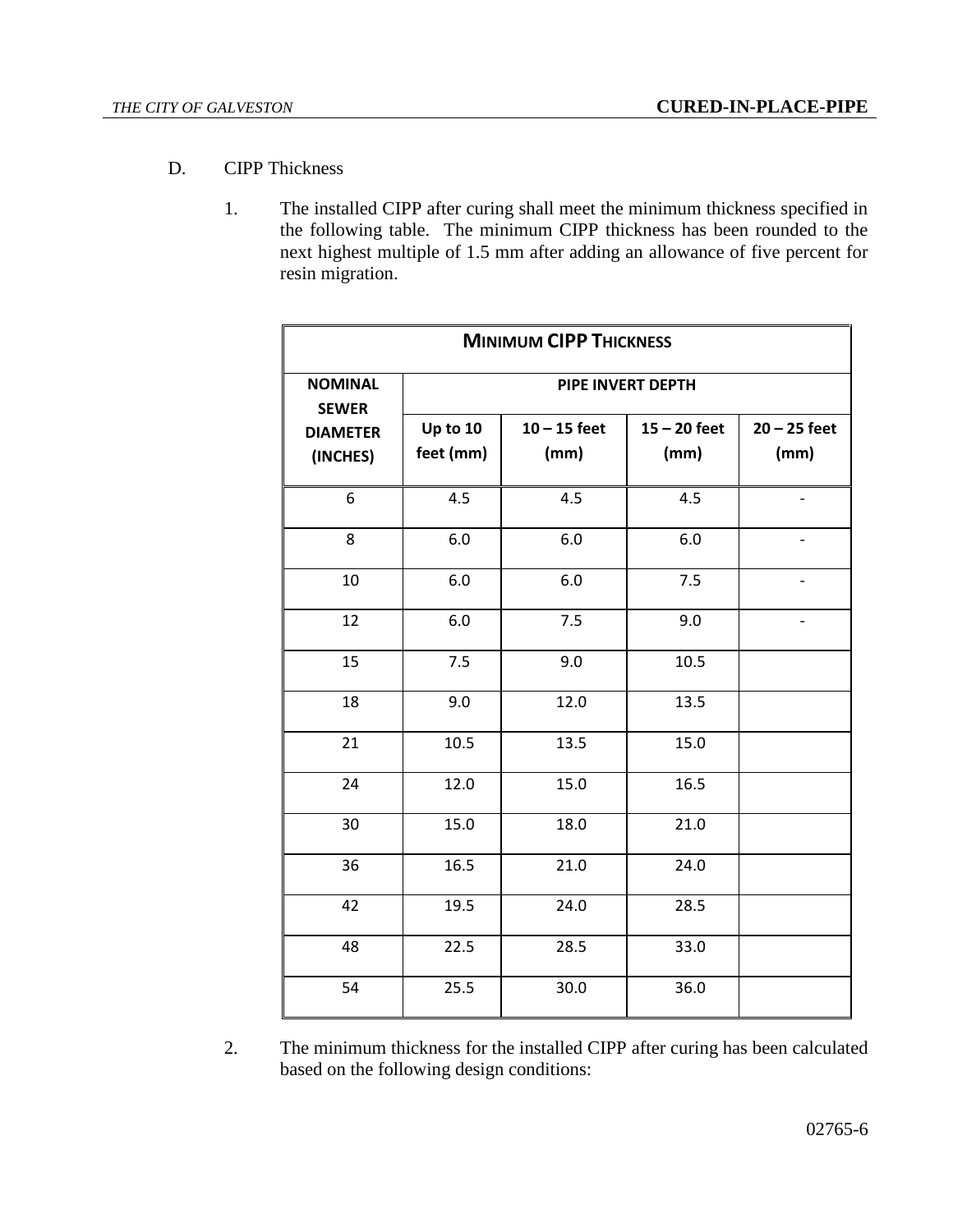D. CIPP Thickness

1. The installed CIPP after curing shall meet the minimum thickness specified in the following table. The minimum CIPP thickness has been rounded to the next highest multiple of 1.5 mm after adding an allowance of five percent for resin migration.

| **MINIMUM CIPP THICKNESS** | | | | |
|---|---|---|---|---|
| **NOMINAL SEWER DIAMETER (INCHES)** | **PIPE INVERT DEPTH** | | | |
| | **Up to 10 feet (mm)** | **10 – 15 feet (mm)** | **15 – 20 feet (mm)** | **20 – 25 feet (mm)** |
| 6 | 4.5 | 4.5 | 4.5 | - |
| 8 | 6.0 | 6.0 | 6.0 | - |
| 10 | 6.0 | 6.0 | 7.5 | - |
| 12 | 6.0 | 7.5 | 9.0 | - |
| 15 | 7.5 | 9.0 | 10.5 | |
| 18 | 9.0 | 12.0 | 13.5 | |
| 21 | 10.5 | 13.5 | 15.0 | |
| 24 | 12.0 | 15.0 | 16.5 | |
| 30 | 15.0 | 18.0 | 21.0 | |
| 36 | 16.5 | 21.0 | 24.0 | |
| 42 | 19.5 | 24.0 | 28.5 | |
| 48 | 22.5 | 28.5 | 33.0 | |
| 54 | 25.5 | 30.0 | 36.0 | |

2. The minimum thickness for the installed CIPP after curing has been calculated based on the following design conditions: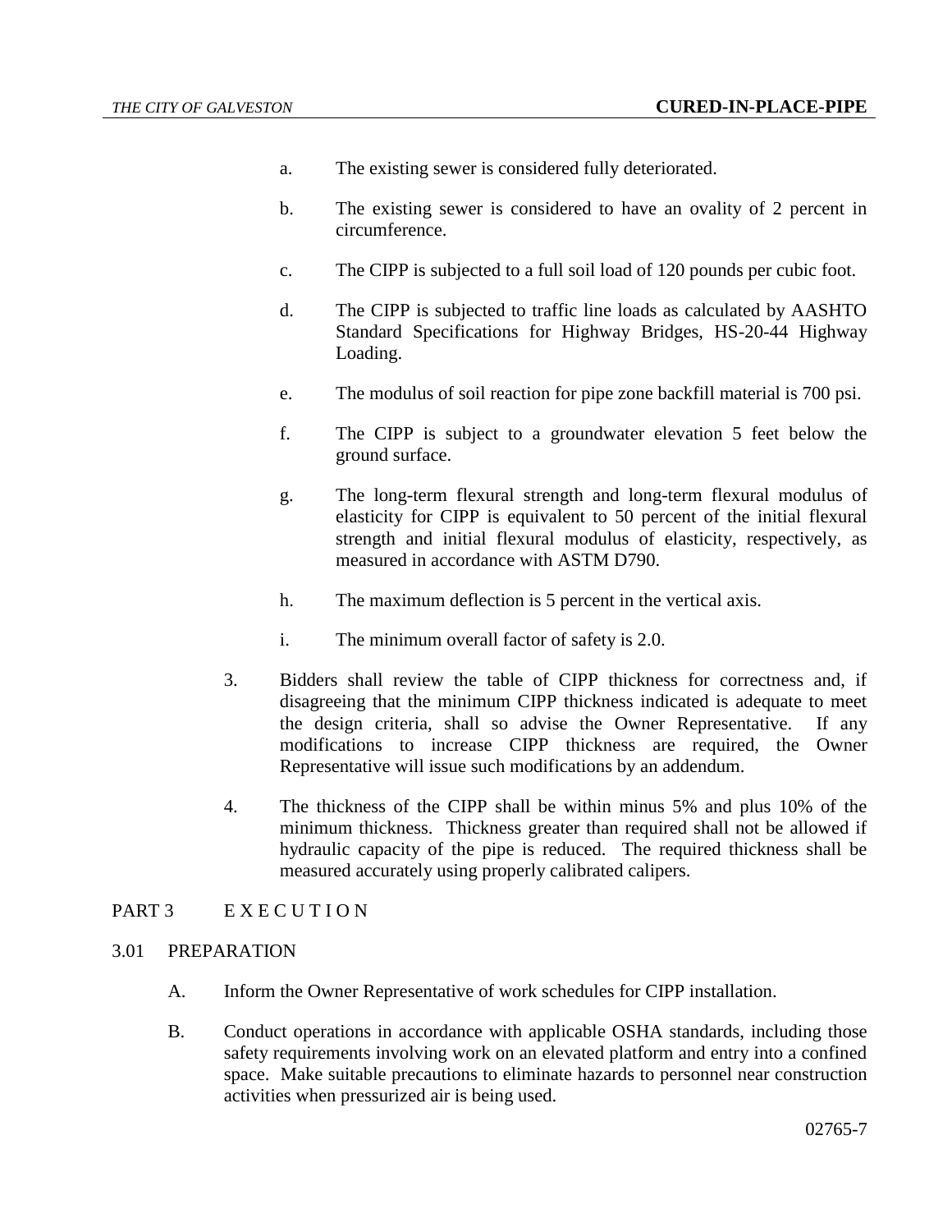a. The existing sewer is considered fully deteriorated.

b. The existing sewer is considered to have an ovality of 2 percent in circumference.

c. The CIPP is subjected to a full soil load of 120 pounds per cubic foot.

d. The CIPP is subjected to traffic line loads as calculated by AASHTO Standard Specifications for Highway Bridges, HS-20-44 Highway Loading.

e. The modulus of soil reaction for pipe zone backfill material is 700 psi.

f. The CIPP is subject to a groundwater elevation 5 feet below the ground surface.

g. The long-term flexural strength and long-term flexural modulus of elasticity for CIPP is equivalent to 50 percent of the initial flexural strength and initial flexural modulus of elasticity, respectively, as measured in accordance with ASTM D790.

h. The maximum deflection is 5 percent in the vertical axis.

i. The minimum overall factor of safety is 2.0.

3. Bidders shall review the table of CIPP thickness for correctness and, if disagreeing that the minimum CIPP thickness indicated is adequate to meet the design criteria, shall so advise the Owner Representative. If any modifications to increase CIPP thickness are required, the Owner Representative will issue such modifications by an addendum.

4. The thickness of the CIPP shall be within minus 5% and plus 10% of the minimum thickness. Thickness greater than required shall not be allowed if hydraulic capacity of the pipe is reduced. The required thickness shall be measured accurately using properly calibrated calipers.

## PART 3 E X E C U T I O N

### 3.01 PREPARATION

A. Inform the Owner Representative of work schedules for CIPP installation.

B. Conduct operations in accordance with applicable OSHA standards, including those safety requirements involving work on an elevated platform and entry into a confined space. Make suitable precautions to eliminate hazards to personnel near construction activities when pressurized air is being used.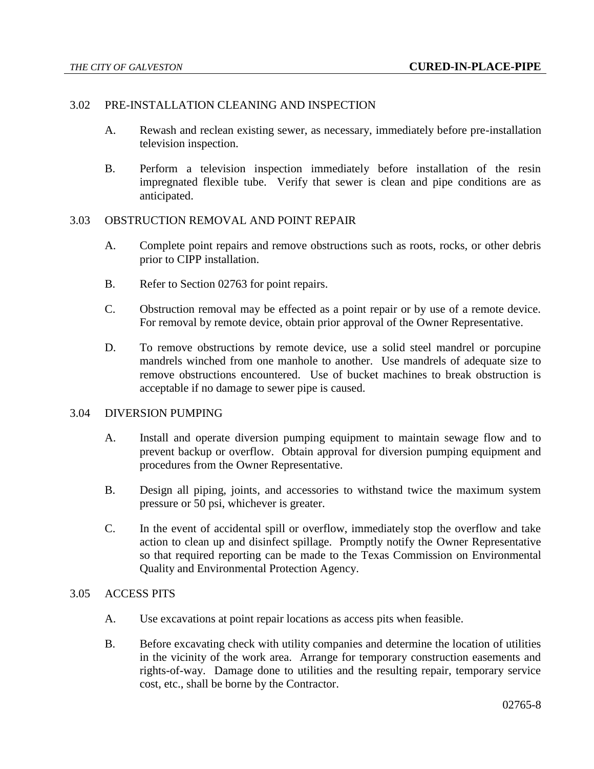## 3.02 PRE-INSTALLATION CLEANING AND INSPECTION

A. Rewash and reclean existing sewer, as necessary, immediately before pre-installation television inspection.

B. Perform a television inspection immediately before installation of the resin impregnated flexible tube. Verify that sewer is clean and pipe conditions are as anticipated.

## 3.03 OBSTRUCTION REMOVAL AND POINT REPAIR

A. Complete point repairs and remove obstructions such as roots, rocks, or other debris prior to CIPP installation.

B. Refer to Section 02763 for point repairs.

C. Obstruction removal may be effected as a point repair or by use of a remote device. For removal by remote device, obtain prior approval of the Owner Representative.

D. To remove obstructions by remote device, use a solid steel mandrel or porcupine mandrels winched from one manhole to another. Use mandrels of adequate size to remove obstructions encountered. Use of bucket machines to break obstruction is acceptable if no damage to sewer pipe is caused.

## 3.04 DIVERSION PUMPING

A. Install and operate diversion pumping equipment to maintain sewage flow and to prevent backup or overflow. Obtain approval for diversion pumping equipment and procedures from the Owner Representative.

B. Design all piping, joints, and accessories to withstand twice the maximum system pressure or 50 psi, whichever is greater.

C. In the event of accidental spill or overflow, immediately stop the overflow and take action to clean up and disinfect spillage. Promptly notify the Owner Representative so that required reporting can be made to the Texas Commission on Environmental Quality and Environmental Protection Agency.

## 3.05 ACCESS PITS

A. Use excavations at point repair locations as access pits when feasible.

B. Before excavating check with utility companies and determine the location of utilities in the vicinity of the work area. Arrange for temporary construction easements and rights-of-way. Damage done to utilities and the resulting repair, temporary service cost, etc., shall be borne by the Contractor.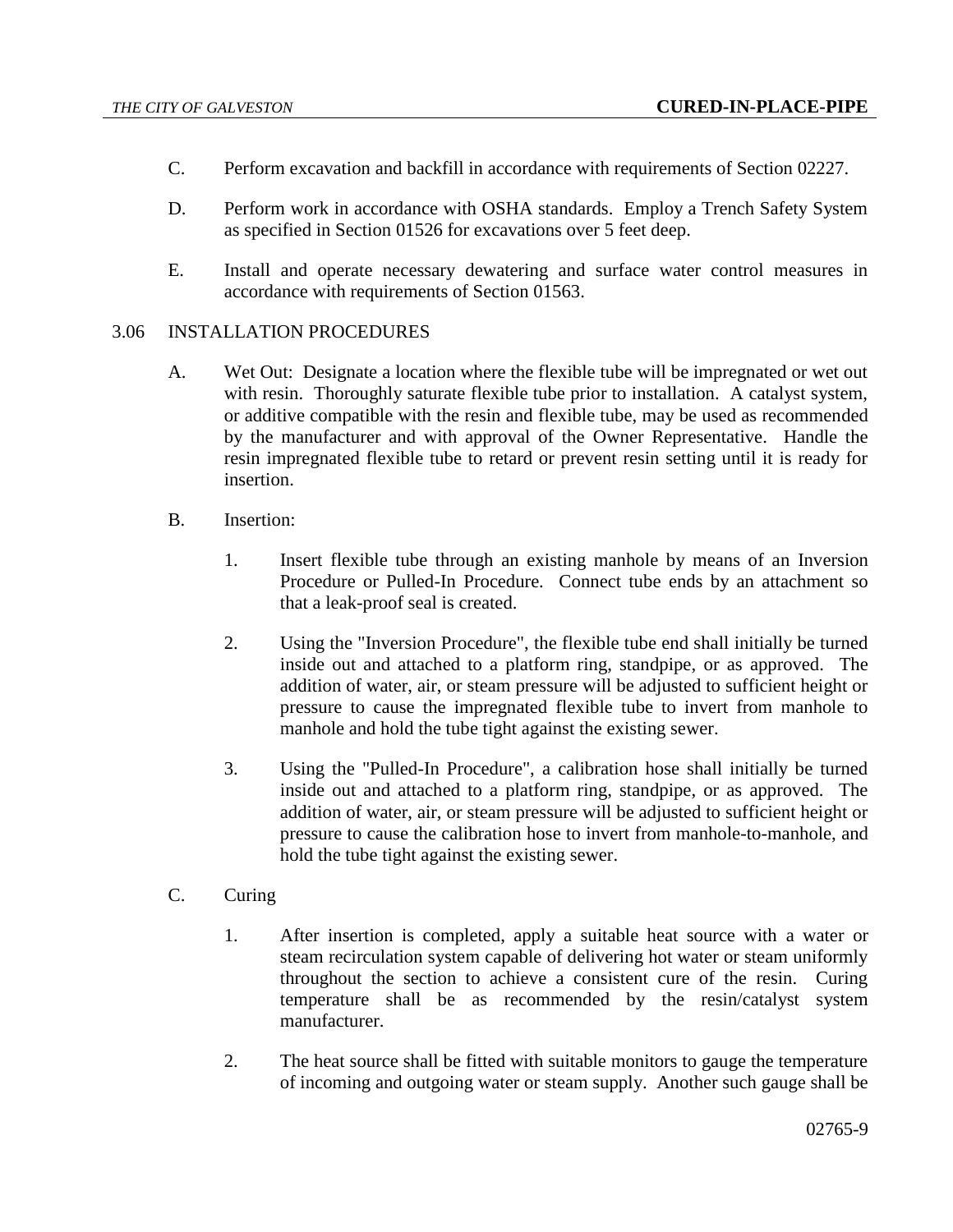C. Perform excavation and backfill in accordance with requirements of Section 02227.

D. Perform work in accordance with OSHA standards. Employ a Trench Safety System as specified in Section 01526 for excavations over 5 feet deep.

E. Install and operate necessary dewatering and surface water control measures in accordance with requirements of Section 01563.

## 3.06 INSTALLATION PROCEDURES

A. Wet Out: Designate a location where the flexible tube will be impregnated or wet out with resin. Thoroughly saturate flexible tube prior to installation. A catalyst system, or additive compatible with the resin and flexible tube, may be used as recommended by the manufacturer and with approval of the Owner Representative. Handle the resin impregnated flexible tube to retard or prevent resin setting until it is ready for insertion.

B. Insertion:

1. Insert flexible tube through an existing manhole by means of an Inversion Procedure or Pulled-In Procedure. Connect tube ends by an attachment so that a leak-proof seal is created.

2. Using the "Inversion Procedure", the flexible tube end shall initially be turned inside out and attached to a platform ring, standpipe, or as approved. The addition of water, air, or steam pressure will be adjusted to sufficient height or pressure to cause the impregnated flexible tube to invert from manhole to manhole and hold the tube tight against the existing sewer.

3. Using the "Pulled-In Procedure", a calibration hose shall initially be turned inside out and attached to a platform ring, standpipe, or as approved. The addition of water, air, or steam pressure will be adjusted to sufficient height or pressure to cause the calibration hose to invert from manhole-to-manhole, and hold the tube tight against the existing sewer.

C. Curing

1. After insertion is completed, apply a suitable heat source with a water or steam recirculation system capable of delivering hot water or steam uniformly throughout the section to achieve a consistent cure of the resin. Curing temperature shall be as recommended by the resin/catalyst system manufacturer.

2. The heat source shall be fitted with suitable monitors to gauge the temperature of incoming and outgoing water or steam supply. Another such gauge shall be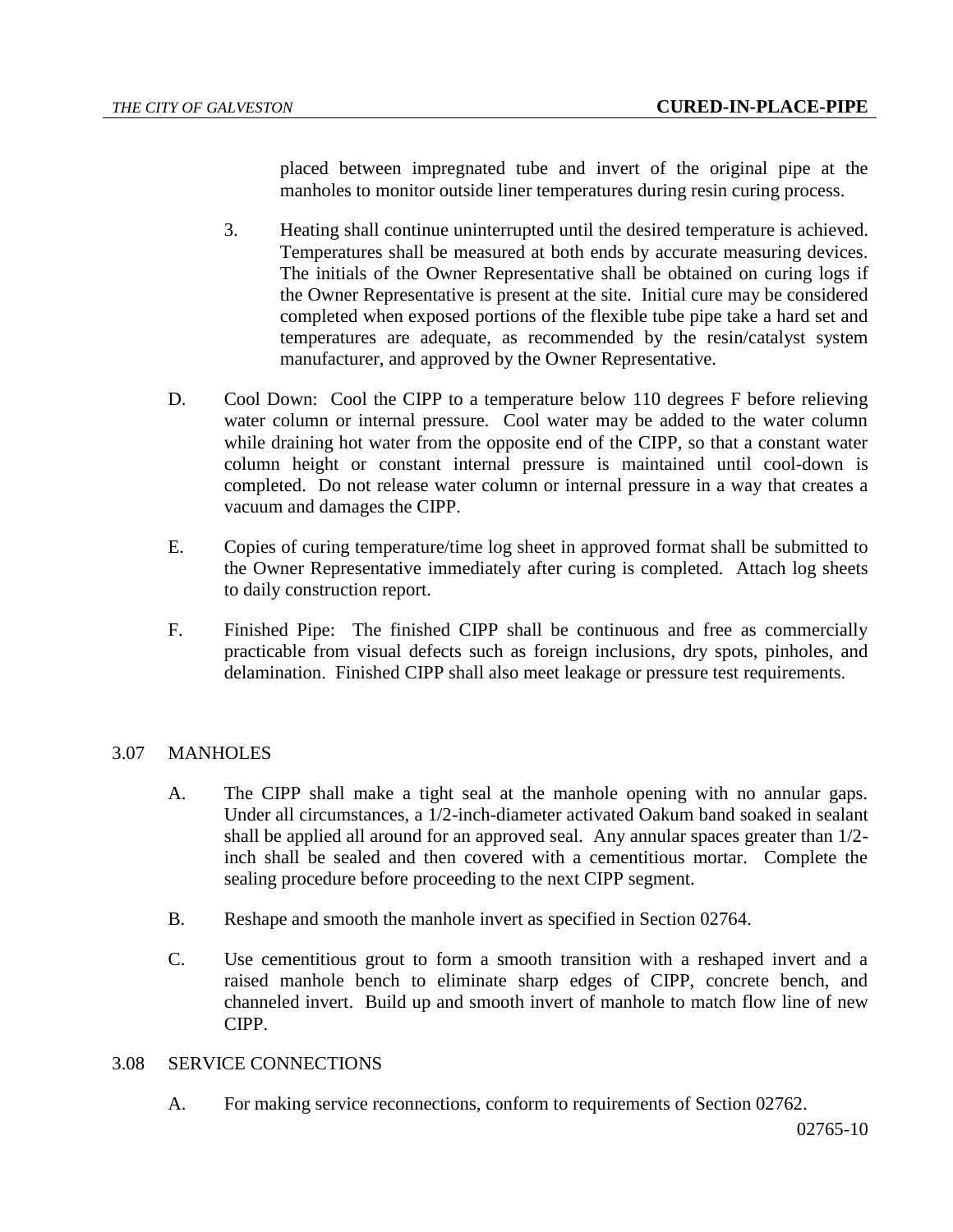placed between impregnated tube and invert of the original pipe at the manholes to monitor outside liner temperatures during resin curing process.

3. Heating shall continue uninterrupted until the desired temperature is achieved. Temperatures shall be measured at both ends by accurate measuring devices. The initials of the Owner Representative shall be obtained on curing logs if the Owner Representative is present at the site. Initial cure may be considered completed when exposed portions of the flexible tube pipe take a hard set and temperatures are adequate, as recommended by the resin/catalyst system manufacturer, and approved by the Owner Representative.

D. Cool Down: Cool the CIPP to a temperature below 110 degrees F before relieving water column or internal pressure. Cool water may be added to the water column while draining hot water from the opposite end of the CIPP, so that a constant water column height or constant internal pressure is maintained until cool-down is completed. Do not release water column or internal pressure in a way that creates a vacuum and damages the CIPP.

E. Copies of curing temperature/time log sheet in approved format shall be submitted to the Owner Representative immediately after curing is completed. Attach log sheets to daily construction report.

F. Finished Pipe: The finished CIPP shall be continuous and free as commercially practicable from visual defects such as foreign inclusions, dry spots, pinholes, and delamination. Finished CIPP shall also meet leakage or pressure test requirements.

## 3.07 MANHOLES

A. The CIPP shall make a tight seal at the manhole opening with no annular gaps. Under all circumstances, a 1/2-inch-diameter activated Oakum band soaked in sealant shall be applied all around for an approved seal. Any annular spaces greater than 1/2-inch shall be sealed and then covered with a cementitious mortar. Complete the sealing procedure before proceeding to the next CIPP segment.

B. Reshape and smooth the manhole invert as specified in Section 02764.

C. Use cementitious grout to form a smooth transition with a reshaped invert and a raised manhole bench to eliminate sharp edges of CIPP, concrete bench, and channeled invert. Build up and smooth invert of manhole to match flow line of new CIPP.

## 3.08 SERVICE CONNECTIONS

A. For making service reconnections, conform to requirements of Section 02762.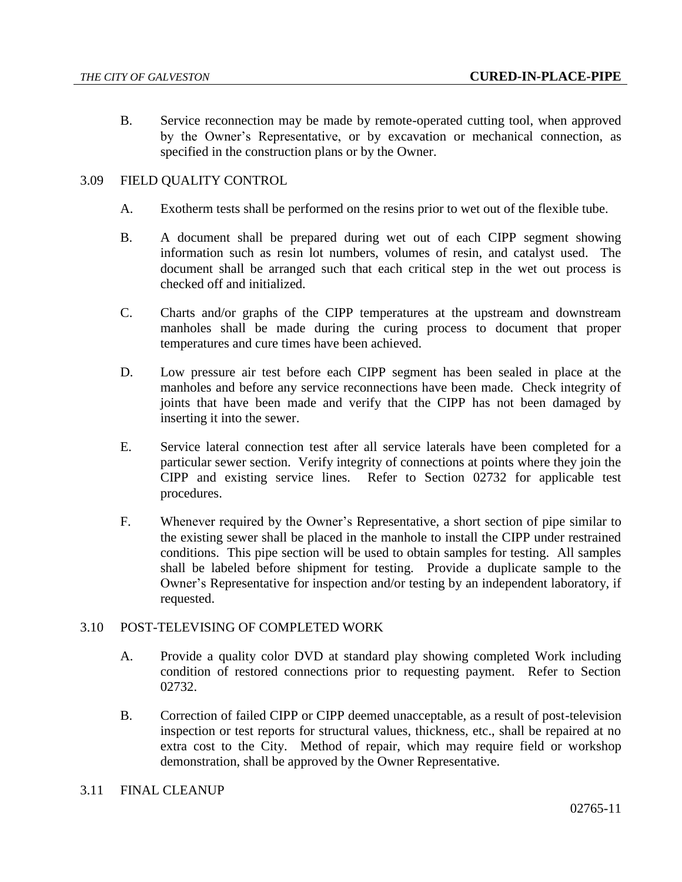B. Service reconnection may be made by remote-operated cutting tool, when approved by the Owner's Representative, or by excavation or mechanical connection, as specified in the construction plans or by the Owner.

## 3.09 FIELD QUALITY CONTROL

A. Exotherm tests shall be performed on the resins prior to wet out of the flexible tube.

B. A document shall be prepared during wet out of each CIPP segment showing information such as resin lot numbers, volumes of resin, and catalyst used. The document shall be arranged such that each critical step in the wet out process is checked off and initialized.

C. Charts and/or graphs of the CIPP temperatures at the upstream and downstream manholes shall be made during the curing process to document that proper temperatures and cure times have been achieved.

D. Low pressure air test before each CIPP segment has been sealed in place at the manholes and before any service reconnections have been made. Check integrity of joints that have been made and verify that the CIPP has not been damaged by inserting it into the sewer.

E. Service lateral connection test after all service laterals have been completed for a particular sewer section. Verify integrity of connections at points where they join the CIPP and existing service lines. Refer to Section 02732 for applicable test procedures.

F. Whenever required by the Owner's Representative, a short section of pipe similar to the existing sewer shall be placed in the manhole to install the CIPP under restrained conditions. This pipe section will be used to obtain samples for testing. All samples shall be labeled before shipment for testing. Provide a duplicate sample to the Owner's Representative for inspection and/or testing by an independent laboratory, if requested.

## 3.10 POST-TELEVISING OF COMPLETED WORK

A. Provide a quality color DVD at standard play showing completed Work including condition of restored connections prior to requesting payment. Refer to Section 02732.

B. Correction of failed CIPP or CIPP deemed unacceptable, as a result of post-television inspection or test reports for structural values, thickness, etc., shall be repaired at no extra cost to the City. Method of repair, which may require field or workshop demonstration, shall be approved by the Owner Representative.

## 3.11 FINAL CLEANUP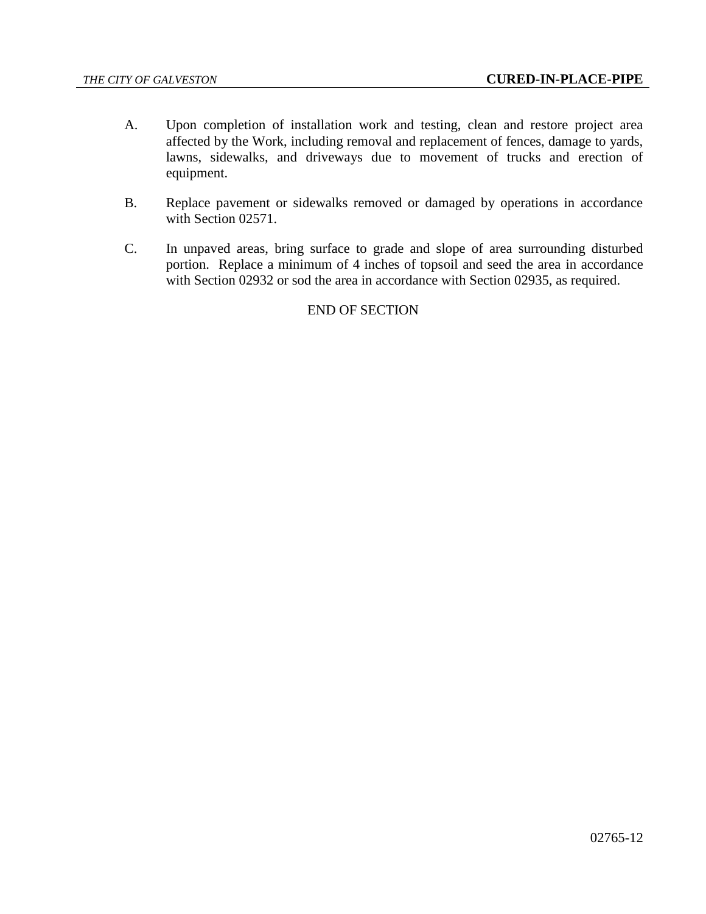A. Upon completion of installation work and testing, clean and restore project area affected by the Work, including removal and replacement of fences, damage to yards, lawns, sidewalks, and driveways due to movement of trucks and erection of equipment.

B. Replace pavement or sidewalks removed or damaged by operations in accordance with Section 02571.

C. In unpaved areas, bring surface to grade and slope of area surrounding disturbed portion. Replace a minimum of 4 inches of topsoil and seed the area in accordance with Section 02932 or sod the area in accordance with Section 02935, as required.

END OF SECTION